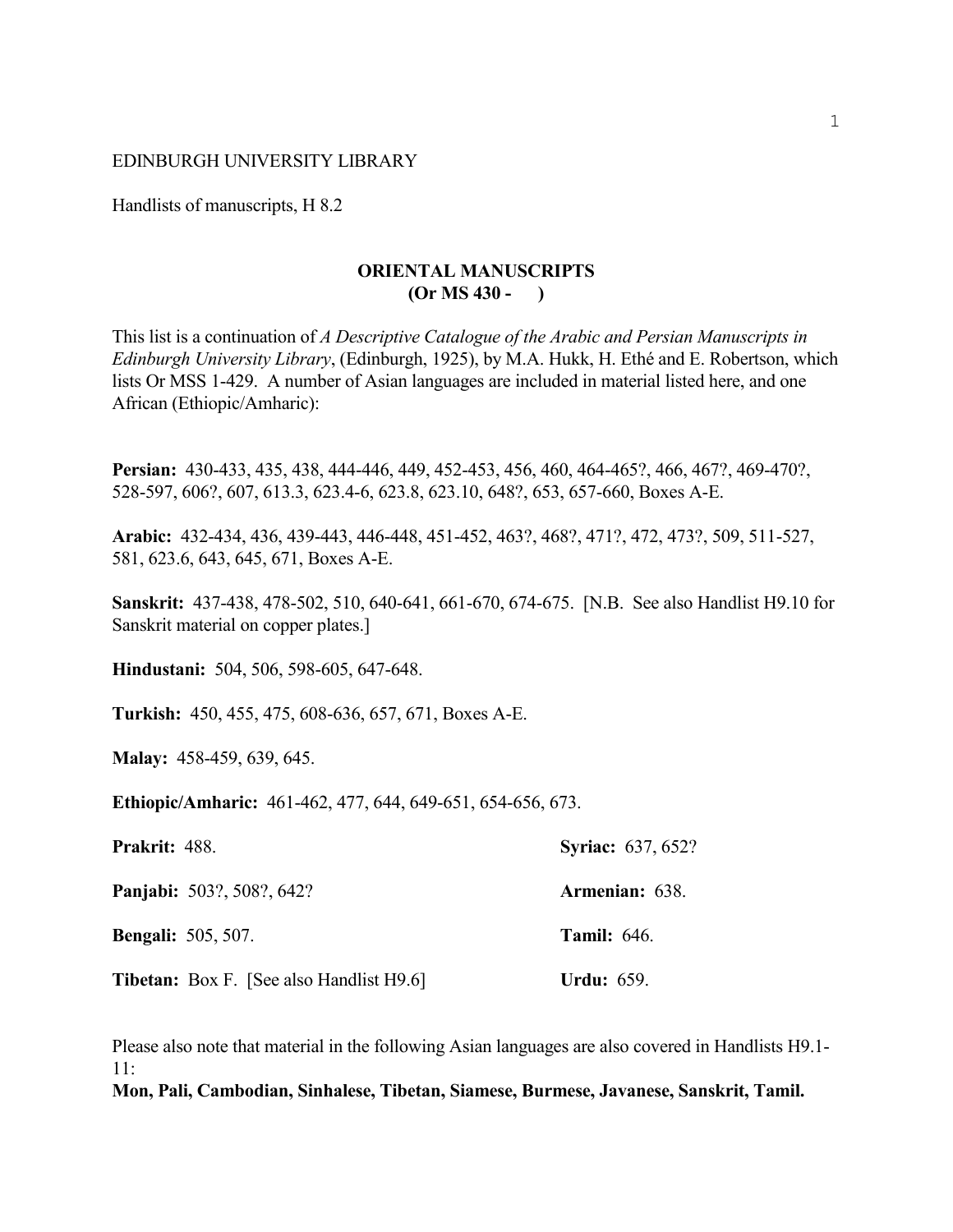EDINBURGH UNIVERSITY LIBRARY

Handlists of manuscripts, H 8.2

# ORIENTAL MANUSCRIPTS
## (Or MS 430 - )

This list is a continuation of *A Descriptive Catalogue of the Arabic and Persian Manuscripts in Edinburgh University Library*, (Edinburgh, 1925), by M.A. Hukk, H. Ethé and E. Robertson, which lists Or MSS 1-429. A number of Asian languages are included in material listed here, and one African (Ethiopic/Amharic):

**Persian:** 430-433, 435, 438, 444-446, 449, 452-453, 456, 460, 464-465?, 466, 467?, 469-470?, 528-597, 606?, 607, 613.3, 623.4-6, 623.8, 623.10, 648?, 653, 657-660, Boxes A-E.

**Arabic:** 432-434, 436, 439-443, 446-448, 451-452, 463?, 468?, 471?, 472, 473?, 509, 511-527, 581, 623.6, 643, 645, 671, Boxes A-E.

**Sanskrit:** 437-438, 478-502, 510, 640-641, 661-670, 674-675. [N.B. See also Handlist H9.10 for Sanskrit material on copper plates.]

**Hindustani:** 504, 506, 598-605, 647-648.

**Turkish:** 450, 455, 475, 608-636, 657, 671, Boxes A-E.

**Malay:** 458-459, 639, 645.

**Ethiopic/Amharic:** 461-462, 477, 644, 649-651, 654-656, 673.

**Prakrit:** 488.

**Panjabi:** 503?, 508?, 642?

**Bengali:** 505, 507.

**Tibetan:** Box F. [See also Handlist H9.6]

**Syriac:** 637, 652?

**Armenian:** 638.

**Tamil:** 646.

**Urdu:** 659.

Please also note that material in the following Asian languages are also covered in Handlists H9.1-11:
**Mon, Pali, Cambodian, Sinhalese, Tibetan, Siamese, Burmese, Javanese, Sanskrit, Tamil.**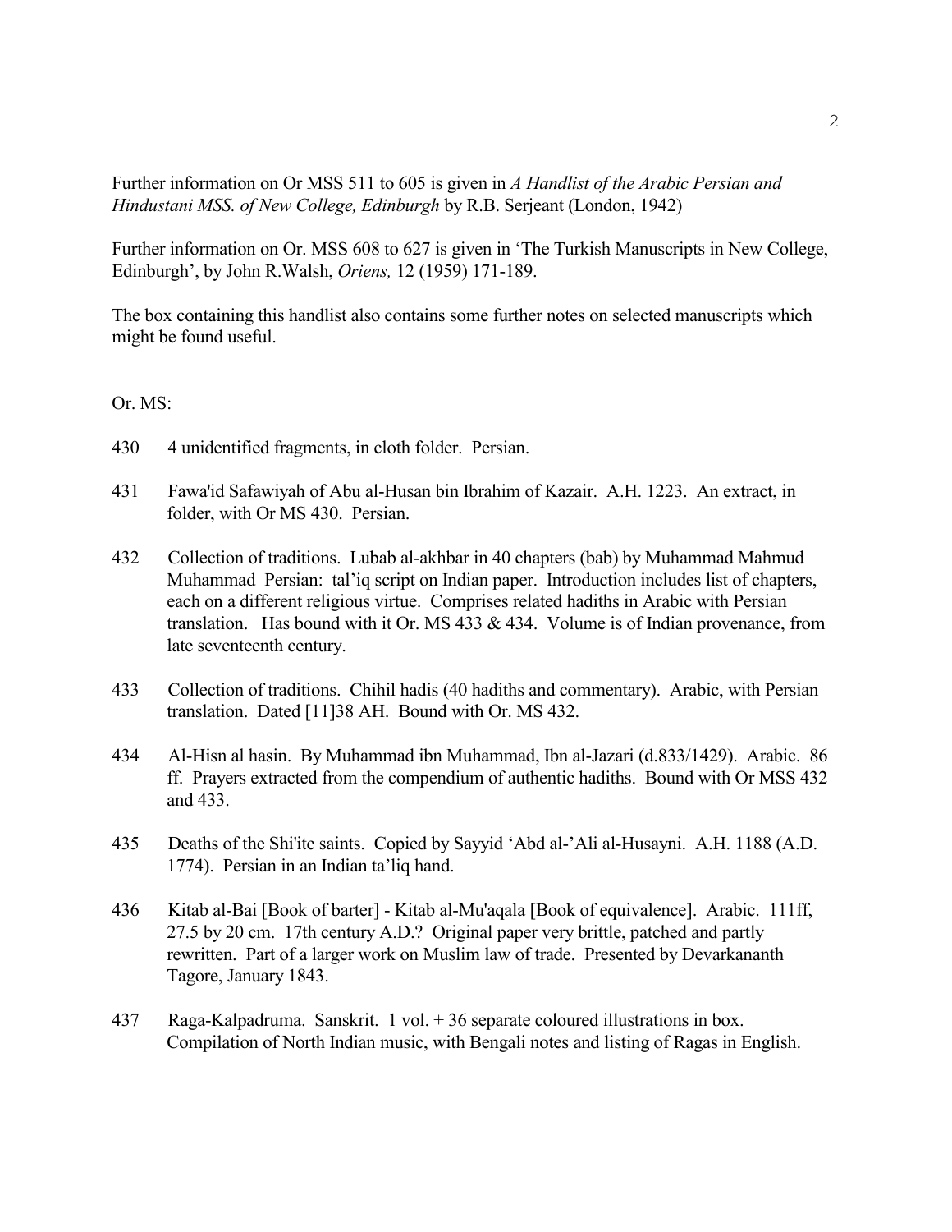Further information on Or MSS 511 to 605 is given in *A Handlist of the Arabic Persian and Hindustani MSS. of New College, Edinburgh* by R.B. Serjeant (London, 1942)

Further information on Or. MSS 608 to 627 is given in 'The Turkish Manuscripts in New College, Edinburgh', by John R.Walsh, *Oriens,* 12 (1959) 171-189.

The box containing this handlist also contains some further notes on selected manuscripts which might be found useful.

Or. MS:

430 4 unidentified fragments, in cloth folder. Persian.

431 Fawa'id Safawiyah of Abu al-Husan bin Ibrahim of Kazair. A.H. 1223. An extract, in folder, with Or MS 430. Persian.

432 Collection of traditions. Lubab al-akhbar in 40 chapters (bab) by Muhammad Mahmud Muhammad Persian: tal'iq script on Indian paper. Introduction includes list of chapters, each on a different religious virtue. Comprises related hadiths in Arabic with Persian translation. Has bound with it Or. MS 433 & 434. Volume is of Indian provenance, from late seventeenth century.

433 Collection of traditions. Chihil hadis (40 hadiths and commentary). Arabic, with Persian translation. Dated [11]38 AH. Bound with Or. MS 432.

434 Al-Hisn al hasin. By Muhammad ibn Muhammad, Ibn al-Jazari (d.833/1429). Arabic. 86 ff. Prayers extracted from the compendium of authentic hadiths. Bound with Or MSS 432 and 433.

435 Deaths of the Shi'ite saints. Copied by Sayyid 'Abd al-'Ali al-Husayni. A.H. 1188 (A.D. 1774). Persian in an Indian ta'liq hand.

436 Kitab al-Bai [Book of barter] - Kitab al-Mu'aqala [Book of equivalence]. Arabic. 111ff, 27.5 by 20 cm. 17th century A.D.? Original paper very brittle, patched and partly rewritten. Part of a larger work on Muslim law of trade. Presented by Devarkananth Tagore, January 1843.

437 Raga-Kalpadruma. Sanskrit. 1 vol. + 36 separate coloured illustrations in box. Compilation of North Indian music, with Bengali notes and listing of Ragas in English.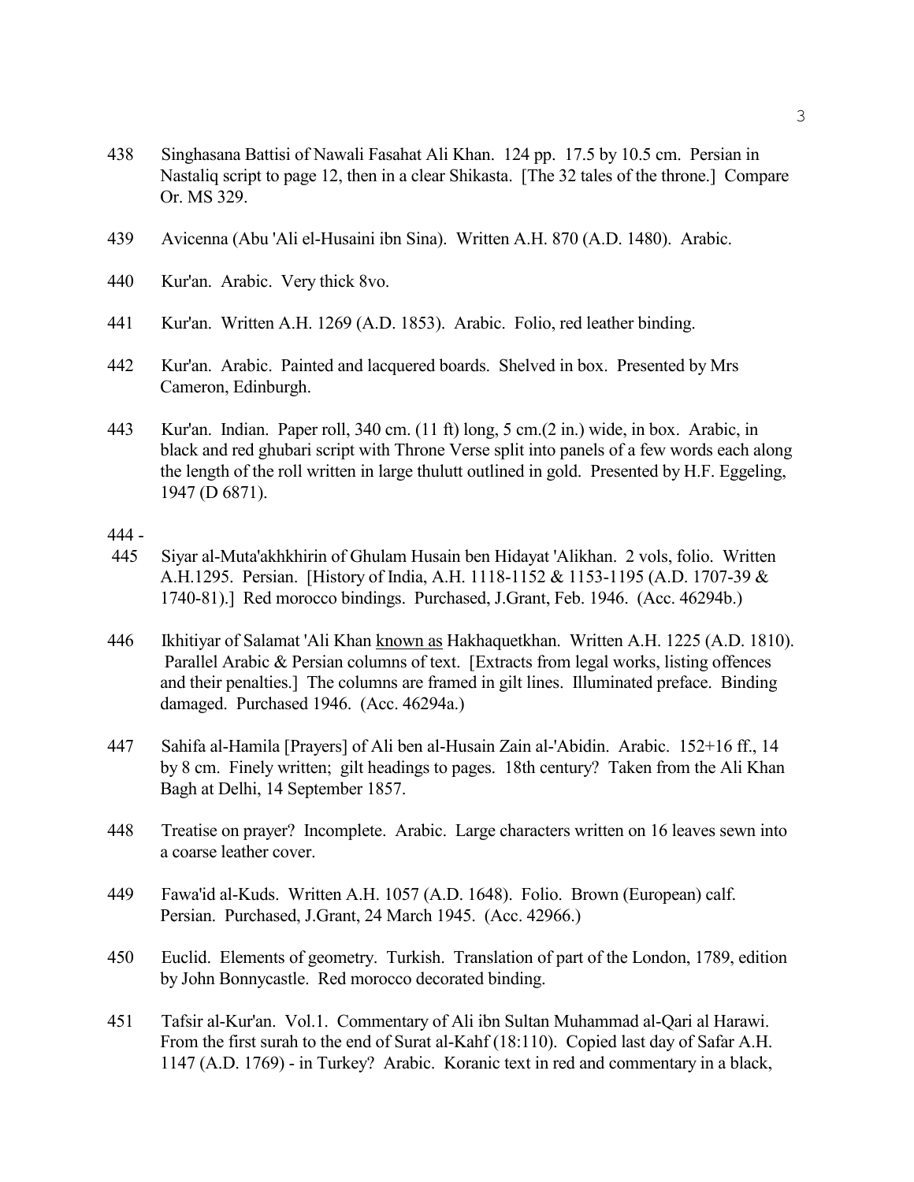438 Singhasana Battisi of Nawali Fasahat Ali Khan. 124 pp. 17.5 by 10.5 cm. Persian in Nastaliq script to page 12, then in a clear Shikasta. [The 32 tales of the throne.] Compare Or. MS 329.

439 Avicenna (Abu 'Ali el-Husaini ibn Sina). Written A.H. 870 (A.D. 1480). Arabic.

440 Kur'an. Arabic. Very thick 8vo.

441 Kur'an. Written A.H. 1269 (A.D. 1853). Arabic. Folio, red leather binding.

442 Kur'an. Arabic. Painted and lacquered boards. Shelved in box. Presented by Mrs Cameron, Edinburgh.

443 Kur'an. Indian. Paper roll, 340 cm. (11 ft) long, 5 cm.(2 in.) wide, in box. Arabic, in black and red ghubari script with Throne Verse split into panels of a few words each along the length of the roll written in large thulutt outlined in gold. Presented by H.F. Eggeling, 1947 (D 6871).

444 - 445 Siyar al-Muta'akhkhirin of Ghulam Husain ben Hidayat 'Alikhan. 2 vols, folio. Written A.H.1295. Persian. [History of India, A.H. 1118-1152 & 1153-1195 (A.D. 1707-39 & 1740-81).] Red morocco bindings. Purchased, J.Grant, Feb. 1946. (Acc. 46294b.)

446 Ikhitiyar of Salamat 'Ali Khan <u>known as</u> Hakhaquetkhan. Written A.H. 1225 (A.D. 1810). Parallel Arabic & Persian columns of text. [Extracts from legal works, listing offences and their penalties.] The columns are framed in gilt lines. Illuminated preface. Binding damaged. Purchased 1946. (Acc. 46294a.)

447 Sahifa al-Hamila [Prayers] of Ali ben al-Husain Zain al-'Abidin. Arabic. 152+16 ff., 14 by 8 cm. Finely written; gilt headings to pages. 18th century? Taken from the Ali Khan Bagh at Delhi, 14 September 1857.

448 Treatise on prayer? Incomplete. Arabic. Large characters written on 16 leaves sewn into a coarse leather cover.

449 Fawa'id al-Kuds. Written A.H. 1057 (A.D. 1648). Folio. Brown (European) calf. Persian. Purchased, J.Grant, 24 March 1945. (Acc. 42966.)

450 Euclid. Elements of geometry. Turkish. Translation of part of the London, 1789, edition by John Bonnycastle. Red morocco decorated binding.

451 Tafsir al-Kur'an. Vol.1. Commentary of Ali ibn Sultan Muhammad al-Qari al Harawi. From the first surah to the end of Surat al-Kahf (18:110). Copied last day of Safar A.H. 1147 (A.D. 1769) - in Turkey? Arabic. Koranic text in red and commentary in a black,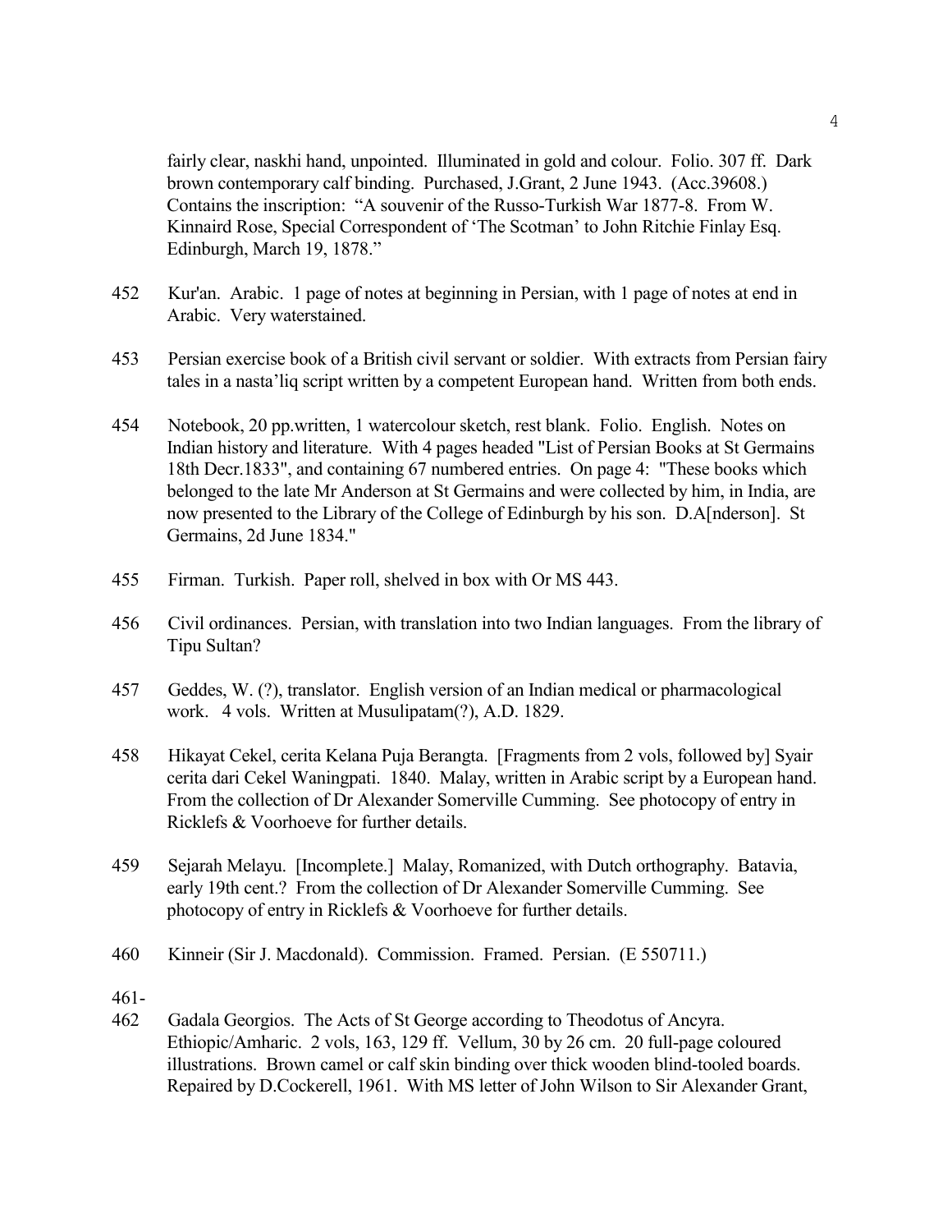fairly clear, naskhi hand, unpointed. Illuminated in gold and colour. Folio. 307 ff. Dark brown contemporary calf binding. Purchased, J.Grant, 2 June 1943. (Acc.39608.) Contains the inscription: "A souvenir of the Russo-Turkish War 1877-8. From W. Kinnaird Rose, Special Correspondent of 'The Scotman' to John Ritchie Finlay Esq. Edinburgh, March 19, 1878."

452 Kur'an. Arabic. 1 page of notes at beginning in Persian, with 1 page of notes at end in Arabic. Very waterstained.

453 Persian exercise book of a British civil servant or soldier. With extracts from Persian fairy tales in a nasta'liq script written by a competent European hand. Written from both ends.

454 Notebook, 20 pp.written, 1 watercolour sketch, rest blank. Folio. English. Notes on Indian history and literature. With 4 pages headed "List of Persian Books at St Germains 18th Decr.1833", and containing 67 numbered entries. On page 4: "These books which belonged to the late Mr Anderson at St Germains and were collected by him, in India, are now presented to the Library of the College of Edinburgh by his son. D.A[nderson]. St Germains, 2d June 1834."

455 Firman. Turkish. Paper roll, shelved in box with Or MS 443.

456 Civil ordinances. Persian, with translation into two Indian languages. From the library of Tipu Sultan?

457 Geddes, W. (?), translator. English version of an Indian medical or pharmacological work. 4 vols. Written at Musulipatam(?), A.D. 1829.

458 Hikayat Cekel, cerita Kelana Puja Berangta. [Fragments from 2 vols, followed by] Syair cerita dari Cekel Waningpati. 1840. Malay, written in Arabic script by a European hand. From the collection of Dr Alexander Somerville Cumming. See photocopy of entry in Ricklefs & Voorhoeve for further details.

459 Sejarah Melayu. [Incomplete.] Malay, Romanized, with Dutch orthography. Batavia, early 19th cent.? From the collection of Dr Alexander Somerville Cumming. See photocopy of entry in Ricklefs & Voorhoeve for further details.

460 Kinneir (Sir J. Macdonald). Commission. Framed. Persian. (E 550711.)

461-
462 Gadala Georgios. The Acts of St George according to Theodotus of Ancyra. Ethiopic/Amharic. 2 vols, 163, 129 ff. Vellum, 30 by 26 cm. 20 full-page coloured illustrations. Brown camel or calf skin binding over thick wooden blind-tooled boards. Repaired by D.Cockerell, 1961. With MS letter of John Wilson to Sir Alexander Grant,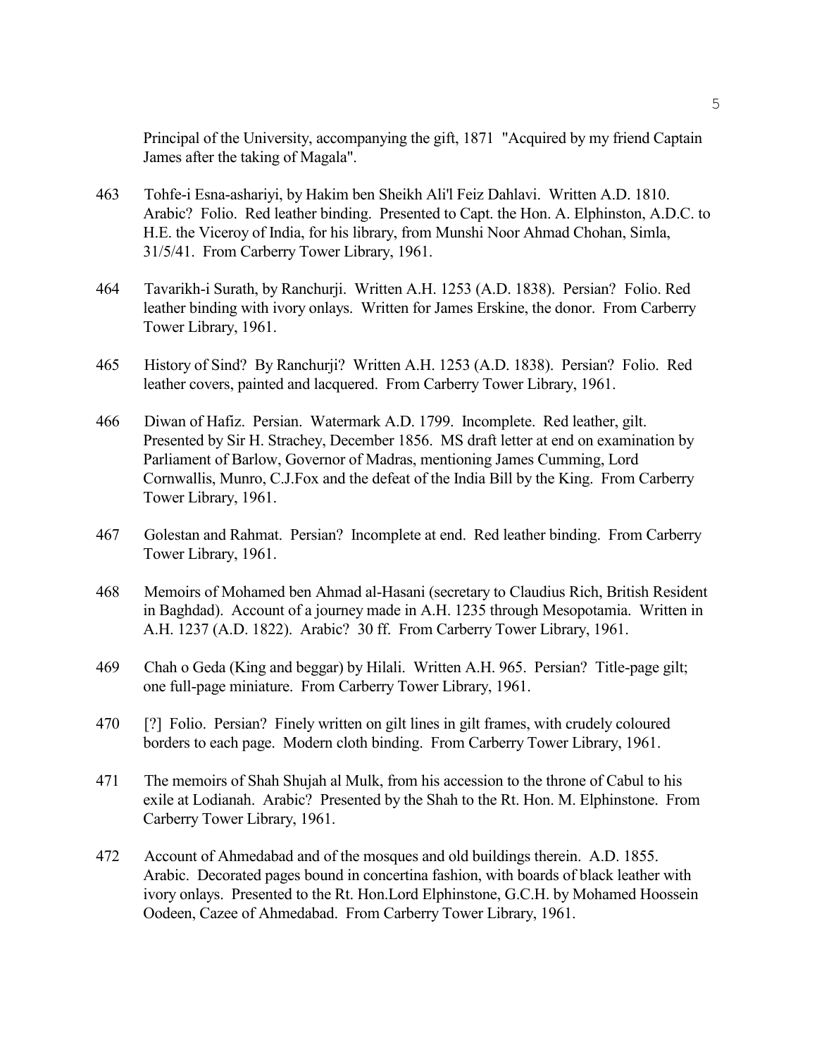Principal of the University, accompanying the gift, 1871 "Acquired by my friend Captain James after the taking of Magala".

463 Tohfe-i Esna-ashariyi, by Hakim ben Sheikh Ali'l Feiz Dahlavi. Written A.D. 1810. Arabic? Folio. Red leather binding. Presented to Capt. the Hon. A. Elphinston, A.D.C. to H.E. the Viceroy of India, for his library, from Munshi Noor Ahmad Chohan, Simla, 31/5/41. From Carberry Tower Library, 1961.

464 Tavarikh-i Surath, by Ranchurji. Written A.H. 1253 (A.D. 1838). Persian? Folio. Red leather binding with ivory onlays. Written for James Erskine, the donor. From Carberry Tower Library, 1961.

465 History of Sind? By Ranchurji? Written A.H. 1253 (A.D. 1838). Persian? Folio. Red leather covers, painted and lacquered. From Carberry Tower Library, 1961.

466 Diwan of Hafiz. Persian. Watermark A.D. 1799. Incomplete. Red leather, gilt. Presented by Sir H. Strachey, December 1856. MS draft letter at end on examination by Parliament of Barlow, Governor of Madras, mentioning James Cumming, Lord Cornwallis, Munro, C.J.Fox and the defeat of the India Bill by the King. From Carberry Tower Library, 1961.

467 Golestan and Rahmat. Persian? Incomplete at end. Red leather binding. From Carberry Tower Library, 1961.

468 Memoirs of Mohamed ben Ahmad al-Hasani (secretary to Claudius Rich, British Resident in Baghdad). Account of a journey made in A.H. 1235 through Mesopotamia. Written in A.H. 1237 (A.D. 1822). Arabic? 30 ff. From Carberry Tower Library, 1961.

469 Chah o Geda (King and beggar) by Hilali. Written A.H. 965. Persian? Title-page gilt; one full-page miniature. From Carberry Tower Library, 1961.

470 [?] Folio. Persian? Finely written on gilt lines in gilt frames, with crudely coloured borders to each page. Modern cloth binding. From Carberry Tower Library, 1961.

471 The memoirs of Shah Shujah al Mulk, from his accession to the throne of Cabul to his exile at Lodianah. Arabic? Presented by the Shah to the Rt. Hon. M. Elphinstone. From Carberry Tower Library, 1961.

472 Account of Ahmedabad and of the mosques and old buildings therein. A.D. 1855. Arabic. Decorated pages bound in concertina fashion, with boards of black leather with ivory onlays. Presented to the Rt. Hon.Lord Elphinstone, G.C.H. by Mohamed Hoossein Oodeen, Cazee of Ahmedabad. From Carberry Tower Library, 1961.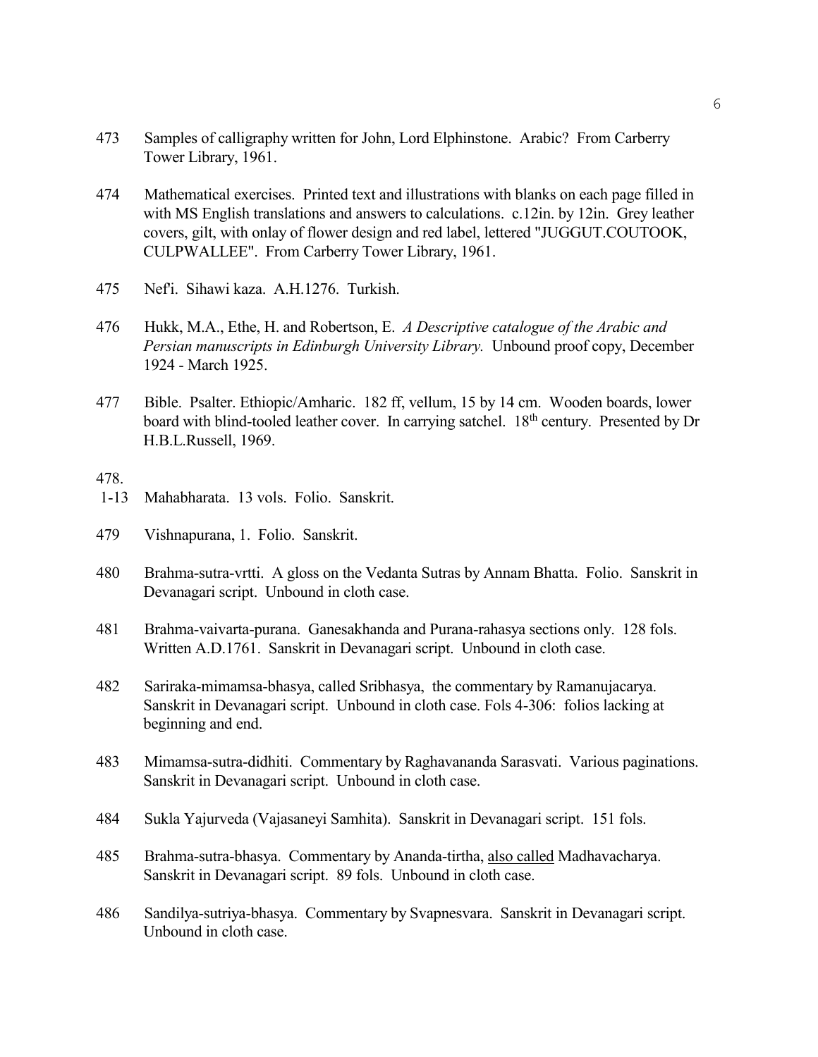473 Samples of calligraphy written for John, Lord Elphinstone. Arabic? From Carberry Tower Library, 1961.

474 Mathematical exercises. Printed text and illustrations with blanks on each page filled in with MS English translations and answers to calculations. c.12in. by 12in. Grey leather covers, gilt, with onlay of flower design and red label, lettered "JUGGUT.COUTOOK, CULPWALLEE". From Carberry Tower Library, 1961.

475 Nef'i. Sihawi kaza. A.H.1276. Turkish.

476 Hukk, M.A., Ethe, H. and Robertson, E. *A Descriptive catalogue of the Arabic and Persian manuscripts in Edinburgh University Library.* Unbound proof copy, December 1924 - March 1925.

477 Bible. Psalter. Ethiopic/Amharic. 182 ff, vellum, 15 by 14 cm. Wooden boards, lower board with blind-tooled leather cover. In carrying satchel. 18th century. Presented by Dr H.B.L.Russell, 1969.

478.
1-13 Mahabharata. 13 vols. Folio. Sanskrit.

479 Vishnapurana, 1. Folio. Sanskrit.

480 Brahma-sutra-vrtti. A gloss on the Vedanta Sutras by Annam Bhatta. Folio. Sanskrit in Devanagari script. Unbound in cloth case.

481 Brahma-vaivarta-purana. Ganesakhanda and Purana-rahasya sections only. 128 fols. Written A.D.1761. Sanskrit in Devanagari script. Unbound in cloth case.

482 Sariraka-mimamsa-bhasya, called Sribhasya, the commentary by Ramanujacarya. Sanskrit in Devanagari script. Unbound in cloth case. Fols 4-306: folios lacking at beginning and end.

483 Mimamsa-sutra-didhiti. Commentary by Raghavananda Sarasvati. Various paginations. Sanskrit in Devanagari script. Unbound in cloth case.

484 Sukla Yajurveda (Vajasaneyi Samhita). Sanskrit in Devanagari script. 151 fols.

485 Brahma-sutra-bhasya. Commentary by Ananda-tirtha, <u>also called</u> Madhavacharya. Sanskrit in Devanagari script. 89 fols. Unbound in cloth case.

486 Sandilya-sutriya-bhasya. Commentary by Svapnesvara. Sanskrit in Devanagari script. Unbound in cloth case.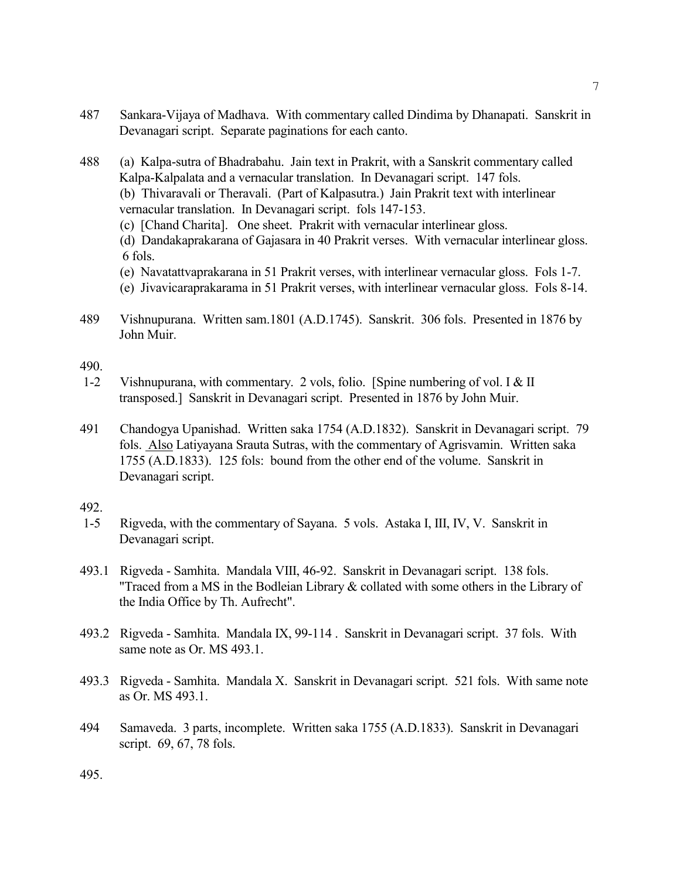487 Sankara-Vijaya of Madhava. With commentary called Dindima by Dhanapati. Sanskrit in Devanagari script. Separate paginations for each canto.

488 (a) Kalpa-sutra of Bhadrabahu. Jain text in Prakrit, with a Sanskrit commentary called Kalpa-Kalpalata and a vernacular translation. In Devanagari script. 147 fols.
(b) Thivaravali or Theravali. (Part of Kalpasutra.) Jain Prakrit text with interlinear vernacular translation. In Devanagari script. fols 147-153.
(c) [Chand Charita]. One sheet. Prakrit with vernacular interlinear gloss.
(d) Dandakaprakarana of Gajasara in 40 Prakrit verses. With vernacular interlinear gloss. 6 fols.
(e) Navatattvaprakarana in 51 Prakrit verses, with interlinear vernacular gloss. Fols 1-7.
(e) Jivavicaraprakarama in 51 Prakrit verses, with interlinear vernacular gloss. Fols 8-14.

489 Vishnupurana. Written sam.1801 (A.D.1745). Sanskrit. 306 fols. Presented in 1876 by John Muir.

490.
1-2 Vishnupurana, with commentary. 2 vols, folio. [Spine numbering of vol. I & II transposed.] Sanskrit in Devanagari script. Presented in 1876 by John Muir.

491 Chandogya Upanishad. Written saka 1754 (A.D.1832). Sanskrit in Devanagari script. 79 fols. <u>Also</u> Latiyayana Srauta Sutras, with the commentary of Agrisvamin. Written saka 1755 (A.D.1833). 125 fols: bound from the other end of the volume. Sanskrit in Devanagari script.

492.
1-5 Rigveda, with the commentary of Sayana. 5 vols. Astaka I, III, IV, V. Sanskrit in Devanagari script.

493.1 Rigveda - Samhita. Mandala VIII, 46-92. Sanskrit in Devanagari script. 138 fols. "Traced from a MS in the Bodleian Library & collated with some others in the Library of the India Office by Th. Aufrecht".

493.2 Rigveda - Samhita. Mandala IX, 99-114 . Sanskrit in Devanagari script. 37 fols. With same note as Or. MS 493.1.

493.3 Rigveda - Samhita. Mandala X. Sanskrit in Devanagari script. 521 fols. With same note as Or. MS 493.1.

494 Samaveda. 3 parts, incomplete. Written saka 1755 (A.D.1833). Sanskrit in Devanagari script. 69, 67, 78 fols.

495.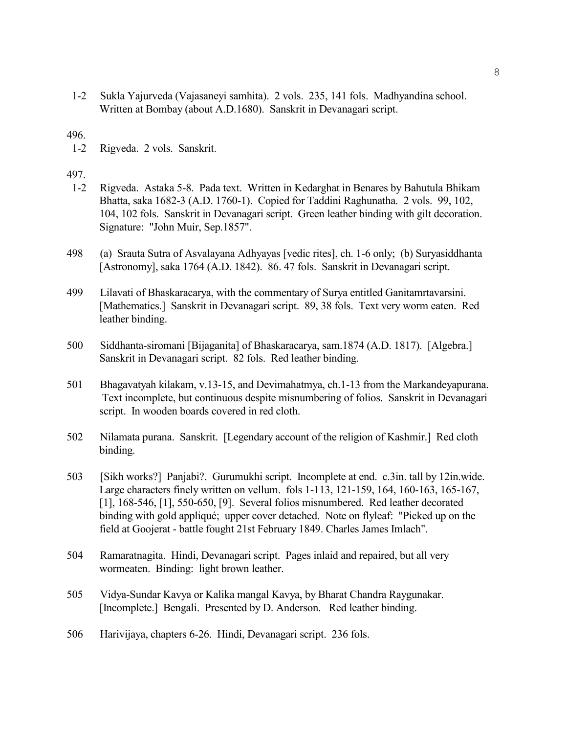1-2 Sukla Yajurveda (Vajasaneyi samhita). 2 vols. 235, 141 fols. Madhyandina school. Written at Bombay (about A.D.1680). Sanskrit in Devanagari script.

496.

1-2 Rigveda. 2 vols. Sanskrit.

497.

1-2 Rigveda. Astaka 5-8. Pada text. Written in Kedarghat in Benares by Bahutula Bhikam Bhatta, saka 1682-3 (A.D. 1760-1). Copied for Taddini Raghunatha. 2 vols. 99, 102, 104, 102 fols. Sanskrit in Devanagari script. Green leather binding with gilt decoration. Signature: "John Muir, Sep.1857".

498 (a) Srauta Sutra of Asvalayana Adhyayas [vedic rites], ch. 1-6 only; (b) Suryasiddhanta [Astronomy], saka 1764 (A.D. 1842). 86. 47 fols. Sanskrit in Devanagari script.

499 Lilavati of Bhaskaracarya, with the commentary of Surya entitled Ganitamrtavarsini. [Mathematics.] Sanskrit in Devanagari script. 89, 38 fols. Text very worm eaten. Red leather binding.

500 Siddhanta-siromani [Bijaganita] of Bhaskaracarya, sam.1874 (A.D. 1817). [Algebra.] Sanskrit in Devanagari script. 82 fols. Red leather binding.

501 Bhagavatyah kilakam, v.13-15, and Devimahatmya, ch.1-13 from the Markandeyapurana. Text incomplete, but continuous despite misnumbering of folios. Sanskrit in Devanagari script. In wooden boards covered in red cloth.

502 Nilamata purana. Sanskrit. [Legendary account of the religion of Kashmir.] Red cloth binding.

503 [Sikh works?] Panjabi?. Gurumukhi script. Incomplete at end. c.3in. tall by 12in.wide. Large characters finely written on vellum. fols 1-113, 121-159, 164, 160-163, 165-167, [1], 168-546, [1], 550-650, [9]. Several folios misnumbered. Red leather decorated binding with gold appliqué; upper cover detached. Note on flyleaf: "Picked up on the field at Goojerat - battle fought 21st February 1849. Charles James Imlach".

504 Ramaratnagita. Hindi, Devanagari script. Pages inlaid and repaired, but all very wormeaten. Binding: light brown leather.

505 Vidya-Sundar Kavya or Kalika mangal Kavya, by Bharat Chandra Raygunakar. [Incomplete.] Bengali. Presented by D. Anderson. Red leather binding.

506 Harivijaya, chapters 6-26. Hindi, Devanagari script. 236 fols.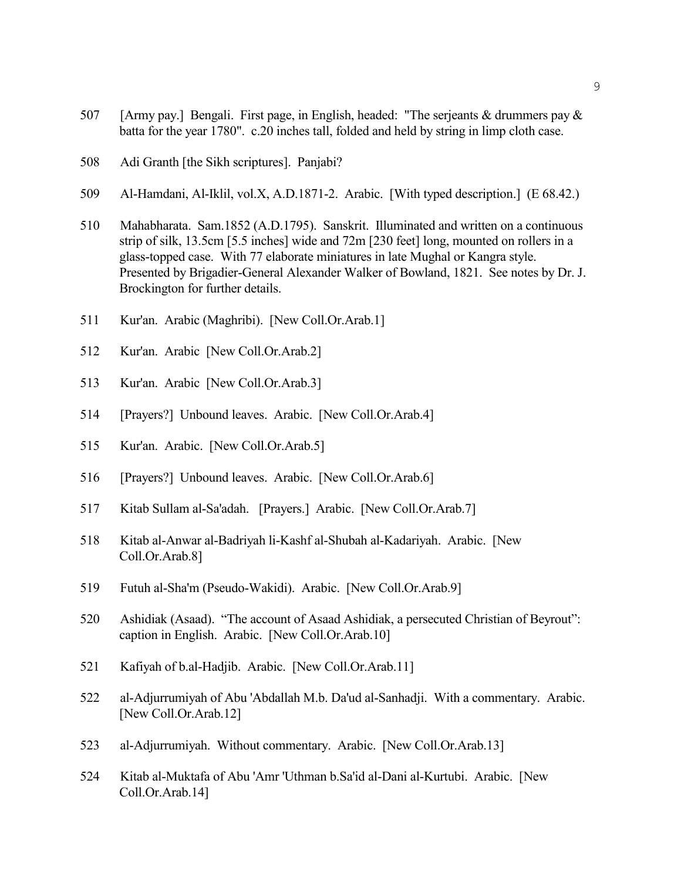507 [Army pay.] Bengali. First page, in English, headed: "The serjeants & drummers pay & batta for the year 1780". c.20 inches tall, folded and held by string in limp cloth case.

508 Adi Granth [the Sikh scriptures]. Panjabi?

509 Al-Hamdani, Al-Iklil, vol.X, A.D.1871-2. Arabic. [With typed description.] (E 68.42.)

510 Mahabharata. Sam.1852 (A.D.1795). Sanskrit. Illuminated and written on a continuous strip of silk, 13.5cm [5.5 inches] wide and 72m [230 feet] long, mounted on rollers in a glass-topped case. With 77 elaborate miniatures in late Mughal or Kangra style. Presented by Brigadier-General Alexander Walker of Bowland, 1821. See notes by Dr. J. Brockington for further details.

511 Kur'an. Arabic (Maghribi). [New Coll.Or.Arab.1]

512 Kur'an. Arabic [New Coll.Or.Arab.2]

513 Kur'an. Arabic [New Coll.Or.Arab.3]

514 [Prayers?] Unbound leaves. Arabic. [New Coll.Or.Arab.4]

515 Kur'an. Arabic. [New Coll.Or.Arab.5]

516 [Prayers?] Unbound leaves. Arabic. [New Coll.Or.Arab.6]

517 Kitab Sullam al-Sa'adah. [Prayers.] Arabic. [New Coll.Or.Arab.7]

518 Kitab al-Anwar al-Badriyah li-Kashf al-Shubah al-Kadariyah. Arabic. [New Coll.Or.Arab.8]

519 Futuh al-Sha'm (Pseudo-Wakidi). Arabic. [New Coll.Or.Arab.9]

520 Ashidiak (Asaad). "The account of Asaad Ashidiak, a persecuted Christian of Beyrout": caption in English. Arabic. [New Coll.Or.Arab.10]

521 Kafiyah of b.al-Hadjib. Arabic. [New Coll.Or.Arab.11]

522 al-Adjurrumiyah of Abu 'Abdallah M.b. Da'ud al-Sanhadji. With a commentary. Arabic. [New Coll.Or.Arab.12]

523 al-Adjurrumiyah. Without commentary. Arabic. [New Coll.Or.Arab.13]

524 Kitab al-Muktafa of Abu 'Amr 'Uthman b.Sa'id al-Dani al-Kurtubi. Arabic. [New Coll.Or.Arab.14]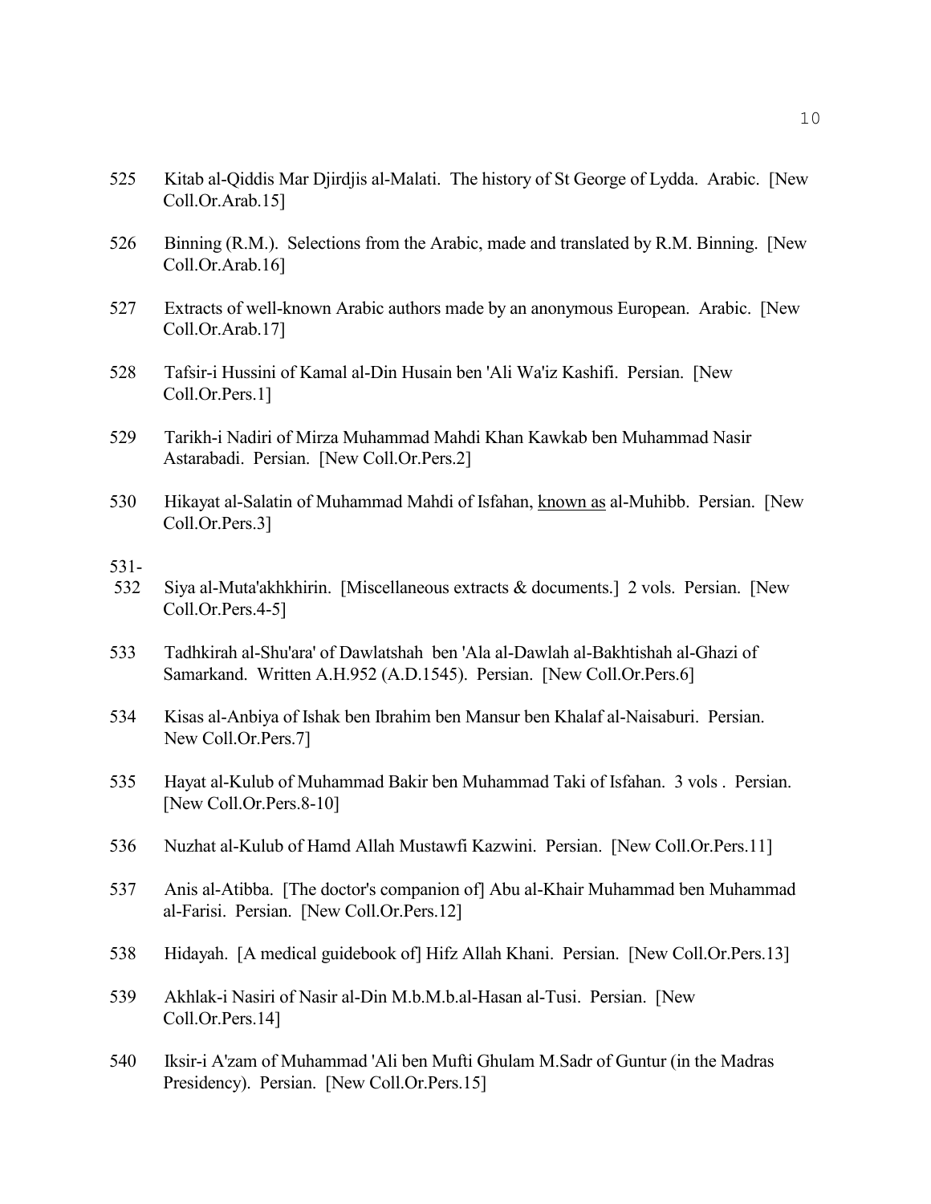525 Kitab al-Qiddis Mar Djirdjis al-Malati. The history of St George of Lydda. Arabic. [New Coll.Or.Arab.15]

526 Binning (R.M.). Selections from the Arabic, made and translated by R.M. Binning. [New Coll.Or.Arab.16]

527 Extracts of well-known Arabic authors made by an anonymous European. Arabic. [New Coll.Or.Arab.17]

528 Tafsir-i Hussini of Kamal al-Din Husain ben 'Ali Wa'iz Kashifi. Persian. [New Coll.Or.Pers.1]

529 Tarikh-i Nadiri of Mirza Muhammad Mahdi Khan Kawkab ben Muhammad Nasir Astarabadi. Persian. [New Coll.Or.Pers.2]

530 Hikayat al-Salatin of Muhammad Mahdi of Isfahan, known as al-Muhibb. Persian. [New Coll.Or.Pers.3]

531-532 Siya al-Muta'akhkhirin. [Miscellaneous extracts & documents.] 2 vols. Persian. [New Coll.Or.Pers.4-5]

533 Tadhkirah al-Shu'ara' of Dawlatshah ben 'Ala al-Dawlah al-Bakhtishah al-Ghazi of Samarkand. Written A.H.952 (A.D.1545). Persian. [New Coll.Or.Pers.6]

534 Kisas al-Anbiya of Ishak ben Ibrahim ben Mansur ben Khalaf al-Naisaburi. Persian. New Coll.Or.Pers.7]

535 Hayat al-Kulub of Muhammad Bakir ben Muhammad Taki of Isfahan. 3 vols . Persian. [New Coll.Or.Pers.8-10]

536 Nuzhat al-Kulub of Hamd Allah Mustawfi Kazwini. Persian. [New Coll.Or.Pers.11]

537 Anis al-Atibba. [The doctor's companion of] Abu al-Khair Muhammad ben Muhammad al-Farisi. Persian. [New Coll.Or.Pers.12]

538 Hidayah. [A medical guidebook of] Hifz Allah Khani. Persian. [New Coll.Or.Pers.13]

539 Akhlak-i Nasiri of Nasir al-Din M.b.M.b.al-Hasan al-Tusi. Persian. [New Coll.Or.Pers.14]

540 Iksir-i A'zam of Muhammad 'Ali ben Mufti Ghulam M.Sadr of Guntur (in the Madras Presidency). Persian. [New Coll.Or.Pers.15]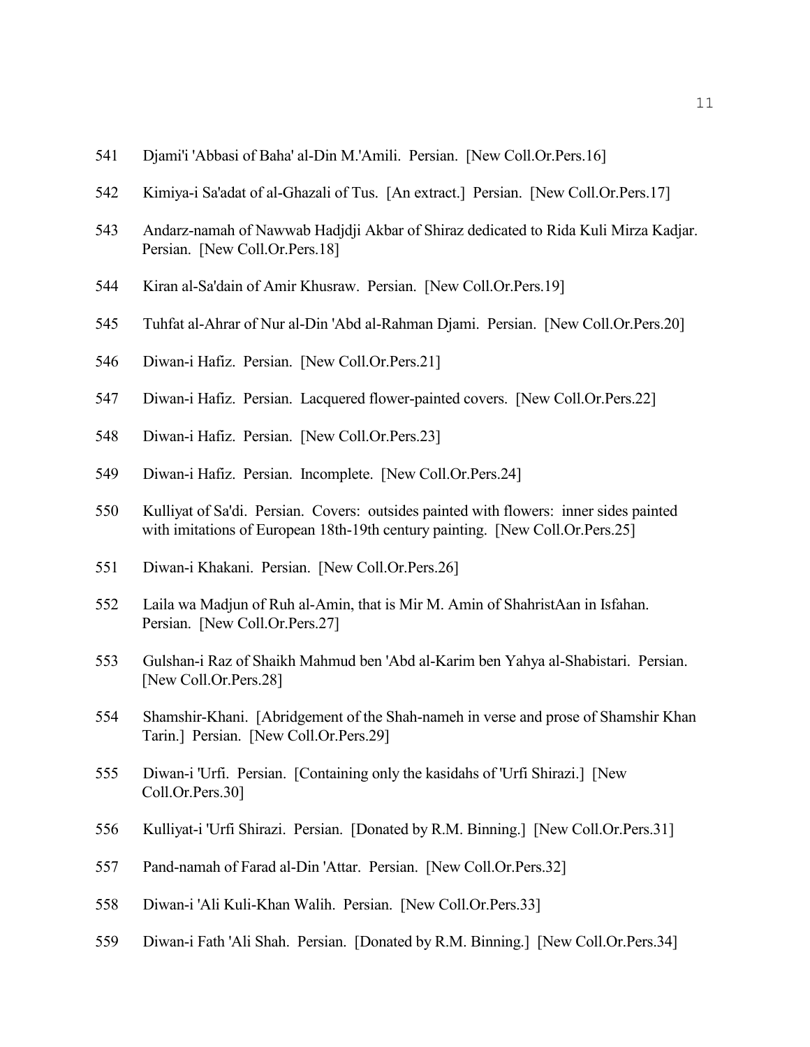541 Djami'i 'Abbasi of Baha' al-Din M.'Amili. Persian. [New Coll.Or.Pers.16]

542 Kimiya-i Sa'adat of al-Ghazali of Tus. [An extract.] Persian. [New Coll.Or.Pers.17]

543 Andarz-namah of Nawwab Hadjdji Akbar of Shiraz dedicated to Rida Kuli Mirza Kadjar. Persian. [New Coll.Or.Pers.18]

544 Kiran al-Sa'dain of Amir Khusraw. Persian. [New Coll.Or.Pers.19]

545 Tuhfat al-Ahrar of Nur al-Din 'Abd al-Rahman Djami. Persian. [New Coll.Or.Pers.20]

546 Diwan-i Hafiz. Persian. [New Coll.Or.Pers.21]

547 Diwan-i Hafiz. Persian. Lacquered flower-painted covers. [New Coll.Or.Pers.22]

548 Diwan-i Hafiz. Persian. [New Coll.Or.Pers.23]

549 Diwan-i Hafiz. Persian. Incomplete. [New Coll.Or.Pers.24]

550 Kulliyat of Sa'di. Persian. Covers: outsides painted with flowers: inner sides painted with imitations of European 18th-19th century painting. [New Coll.Or.Pers.25]

551 Diwan-i Khakani. Persian. [New Coll.Or.Pers.26]

552 Laila wa Madjun of Ruh al-Amin, that is Mir M. Amin of ShahristAan in Isfahan. Persian. [New Coll.Or.Pers.27]

553 Gulshan-i Raz of Shaikh Mahmud ben 'Abd al-Karim ben Yahya al-Shabistari. Persian. [New Coll.Or.Pers.28]

554 Shamshir-Khani. [Abridgement of the Shah-nameh in verse and prose of Shamshir Khan Tarin.] Persian. [New Coll.Or.Pers.29]

555 Diwan-i 'Urfi. Persian. [Containing only the kasidahs of 'Urfi Shirazi.] [New Coll.Or.Pers.30]

556 Kulliyat-i 'Urfi Shirazi. Persian. [Donated by R.M. Binning.] [New Coll.Or.Pers.31]

557 Pand-namah of Farad al-Din 'Attar. Persian. [New Coll.Or.Pers.32]

558 Diwan-i 'Ali Kuli-Khan Walih. Persian. [New Coll.Or.Pers.33]

559 Diwan-i Fath 'Ali Shah. Persian. [Donated by R.M. Binning.] [New Coll.Or.Pers.34]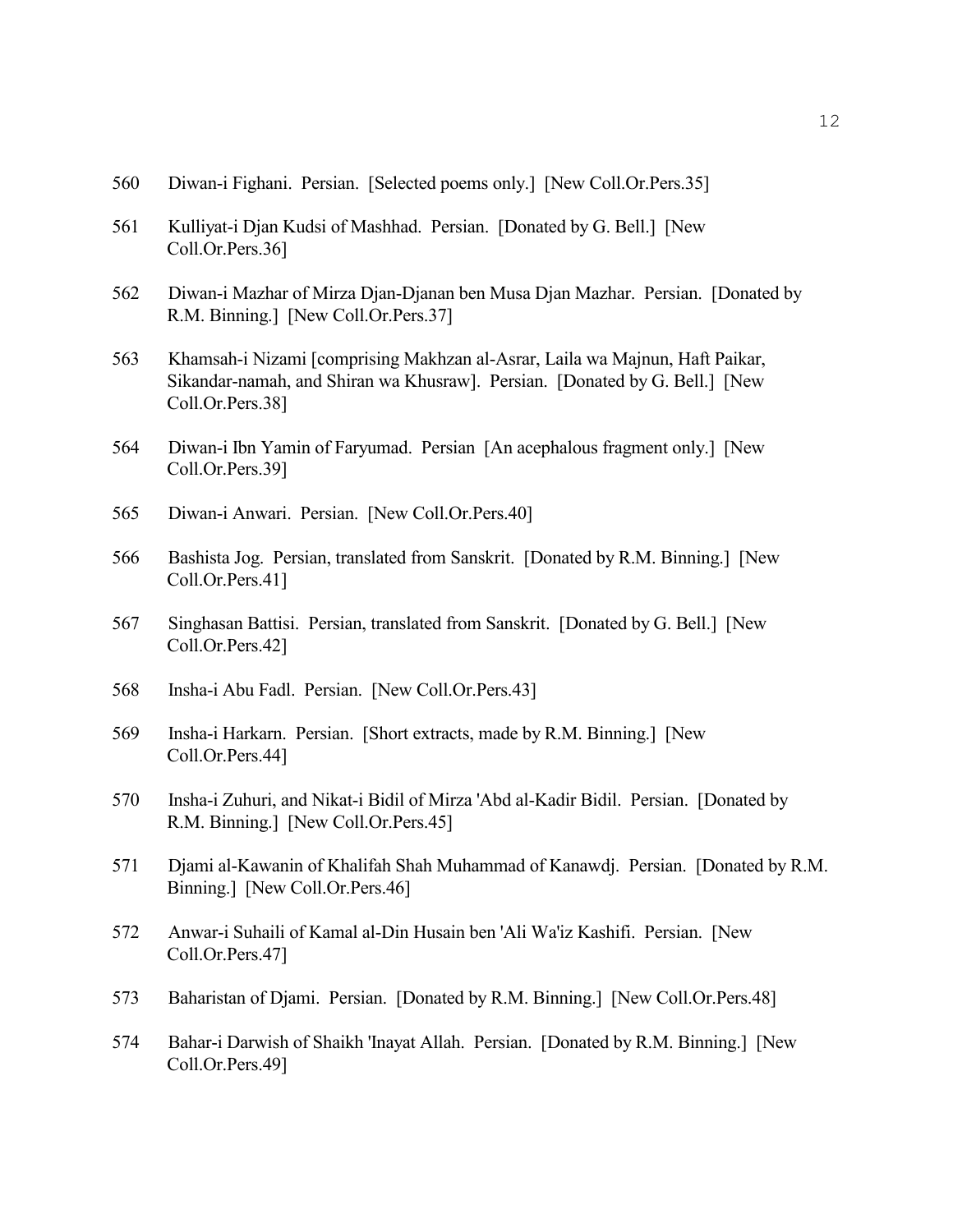560 Diwan-i Fighani. Persian. [Selected poems only.] [New Coll.Or.Pers.35]

561 Kulliyat-i Djan Kudsi of Mashhad. Persian. [Donated by G. Bell.] [New Coll.Or.Pers.36]

562 Diwan-i Mazhar of Mirza Djan-Djanan ben Musa Djan Mazhar. Persian. [Donated by R.M. Binning.] [New Coll.Or.Pers.37]

563 Khamsah-i Nizami [comprising Makhzan al-Asrar, Laila wa Majnun, Haft Paikar, Sikandar-namah, and Shiran wa Khusraw]. Persian. [Donated by G. Bell.] [New Coll.Or.Pers.38]

564 Diwan-i Ibn Yamin of Faryumad. Persian [An acephalous fragment only.] [New Coll.Or.Pers.39]

565 Diwan-i Anwari. Persian. [New Coll.Or.Pers.40]

566 Bashista Jog. Persian, translated from Sanskrit. [Donated by R.M. Binning.] [New Coll.Or.Pers.41]

567 Singhasan Battisi. Persian, translated from Sanskrit. [Donated by G. Bell.] [New Coll.Or.Pers.42]

568 Insha-i Abu Fadl. Persian. [New Coll.Or.Pers.43]

569 Insha-i Harkarn. Persian. [Short extracts, made by R.M. Binning.] [New Coll.Or.Pers.44]

570 Insha-i Zuhuri, and Nikat-i Bidil of Mirza 'Abd al-Kadir Bidil. Persian. [Donated by R.M. Binning.] [New Coll.Or.Pers.45]

571 Djami al-Kawanin of Khalifah Shah Muhammad of Kanawdj. Persian. [Donated by R.M. Binning.] [New Coll.Or.Pers.46]

572 Anwar-i Suhaili of Kamal al-Din Husain ben 'Ali Wa'iz Kashifi. Persian. [New Coll.Or.Pers.47]

573 Baharistan of Djami. Persian. [Donated by R.M. Binning.] [New Coll.Or.Pers.48]

574 Bahar-i Darwish of Shaikh 'Inayat Allah. Persian. [Donated by R.M. Binning.] [New Coll.Or.Pers.49]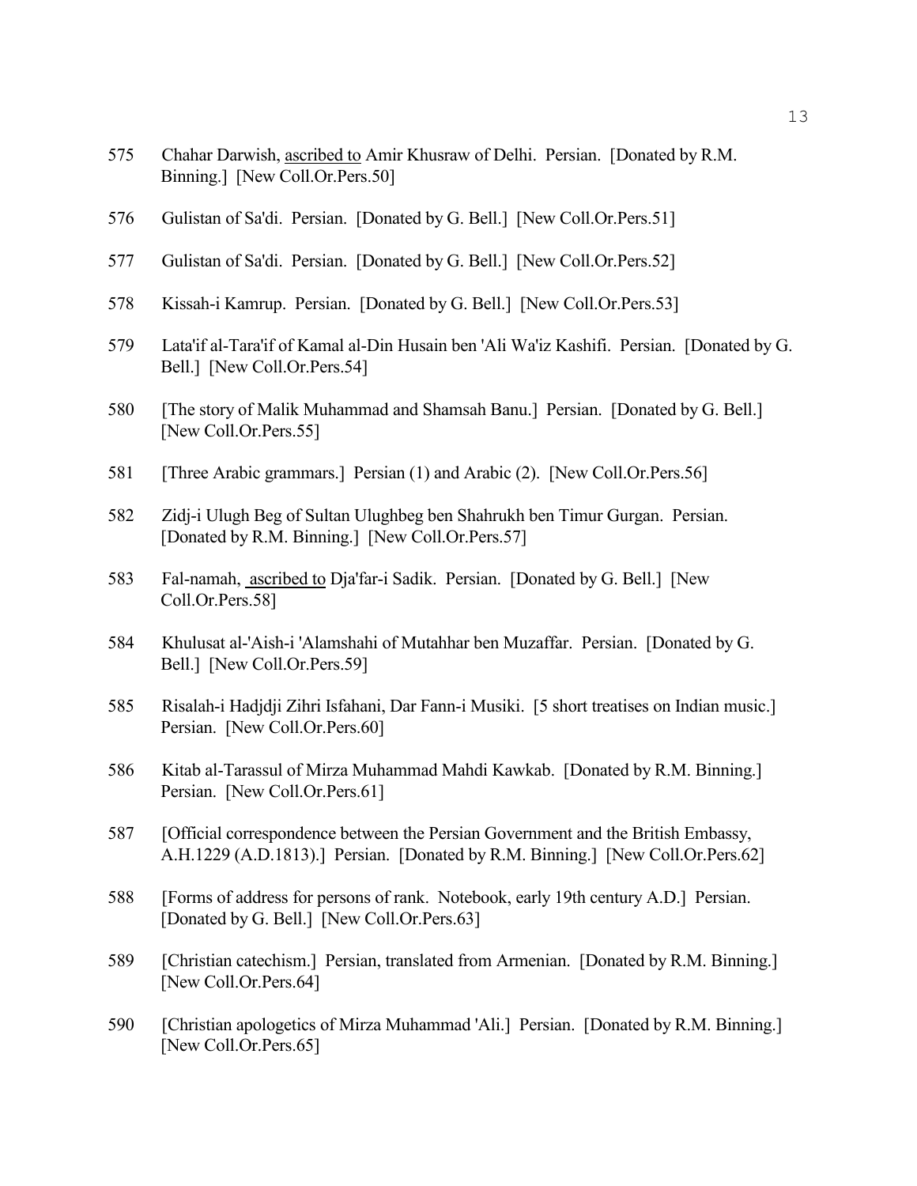575 Chahar Darwish, <u>ascribed to</u> Amir Khusraw of Delhi. Persian. [Donated by R.M. Binning.] [New Coll.Or.Pers.50]

576 Gulistan of Sa'di. Persian. [Donated by G. Bell.] [New Coll.Or.Pers.51]

577 Gulistan of Sa'di. Persian. [Donated by G. Bell.] [New Coll.Or.Pers.52]

578 Kissah-i Kamrup. Persian. [Donated by G. Bell.] [New Coll.Or.Pers.53]

579 Lata'if al-Tara'if of Kamal al-Din Husain ben 'Ali Wa'iz Kashifi. Persian. [Donated by G. Bell.] [New Coll.Or.Pers.54]

580 [The story of Malik Muhammad and Shamsah Banu.] Persian. [Donated by G. Bell.] [New Coll.Or.Pers.55]

581 [Three Arabic grammars.] Persian (1) and Arabic (2). [New Coll.Or.Pers.56]

582 Zidj-i Ulugh Beg of Sultan Ulughbeg ben Shahrukh ben Timur Gurgan. Persian. [Donated by R.M. Binning.] [New Coll.Or.Pers.57]

583 Fal-namah, <u>ascribed to</u> Dja'far-i Sadik. Persian. [Donated by G. Bell.] [New Coll.Or.Pers.58]

584 Khulusat al-'Aish-i 'Alamshahi of Mutahhar ben Muzaffar. Persian. [Donated by G. Bell.] [New Coll.Or.Pers.59]

585 Risalah-i Hadjdji Zihri Isfahani, Dar Fann-i Musiki. [5 short treatises on Indian music.] Persian. [New Coll.Or.Pers.60]

586 Kitab al-Tarassul of Mirza Muhammad Mahdi Kawkab. [Donated by R.M. Binning.] Persian. [New Coll.Or.Pers.61]

587 [Official correspondence between the Persian Government and the British Embassy, A.H.1229 (A.D.1813).] Persian. [Donated by R.M. Binning.] [New Coll.Or.Pers.62]

588 [Forms of address for persons of rank. Notebook, early 19th century A.D.] Persian. [Donated by G. Bell.] [New Coll.Or.Pers.63]

589 [Christian catechism.] Persian, translated from Armenian. [Donated by R.M. Binning.] [New Coll.Or.Pers.64]

590 [Christian apologetics of Mirza Muhammad 'Ali.] Persian. [Donated by R.M. Binning.] [New Coll.Or.Pers.65]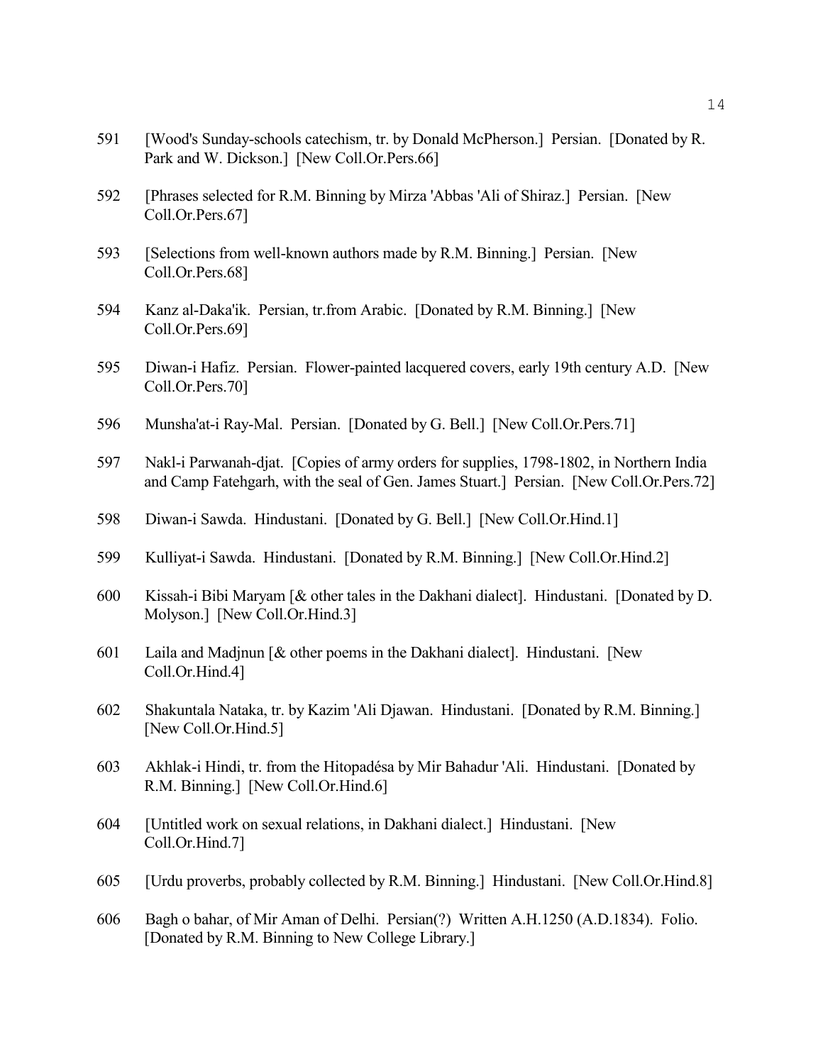591 [Wood's Sunday-schools catechism, tr. by Donald McPherson.] Persian. [Donated by R. Park and W. Dickson.] [New Coll.Or.Pers.66]

592 [Phrases selected for R.M. Binning by Mirza 'Abbas 'Ali of Shiraz.] Persian. [New Coll.Or.Pers.67]

593 [Selections from well-known authors made by R.M. Binning.] Persian. [New Coll.Or.Pers.68]

594 Kanz al-Daka'ik. Persian, tr.from Arabic. [Donated by R.M. Binning.] [New Coll.Or.Pers.69]

595 Diwan-i Hafiz. Persian. Flower-painted lacquered covers, early 19th century A.D. [New Coll.Or.Pers.70]

596 Munsha'at-i Ray-Mal. Persian. [Donated by G. Bell.] [New Coll.Or.Pers.71]

597 Nakl-i Parwanah-djat. [Copies of army orders for supplies, 1798-1802, in Northern India and Camp Fatehgarh, with the seal of Gen. James Stuart.] Persian. [New Coll.Or.Pers.72]

598 Diwan-i Sawda. Hindustani. [Donated by G. Bell.] [New Coll.Or.Hind.1]

599 Kulliyat-i Sawda. Hindustani. [Donated by R.M. Binning.] [New Coll.Or.Hind.2]

600 Kissah-i Bibi Maryam [& other tales in the Dakhani dialect]. Hindustani. [Donated by D. Molyson.] [New Coll.Or.Hind.3]

601 Laila and Madjnun [& other poems in the Dakhani dialect]. Hindustani. [New Coll.Or.Hind.4]

602 Shakuntala Nataka, tr. by Kazim 'Ali Djawan. Hindustani. [Donated by R.M. Binning.] [New Coll.Or.Hind.5]

603 Akhlak-i Hindi, tr. from the Hitopadésa by Mir Bahadur 'Ali. Hindustani. [Donated by R.M. Binning.] [New Coll.Or.Hind.6]

604 [Untitled work on sexual relations, in Dakhani dialect.] Hindustani. [New Coll.Or.Hind.7]

605 [Urdu proverbs, probably collected by R.M. Binning.] Hindustani. [New Coll.Or.Hind.8]

606 Bagh o bahar, of Mir Aman of Delhi. Persian(?) Written A.H.1250 (A.D.1834). Folio. [Donated by R.M. Binning to New College Library.]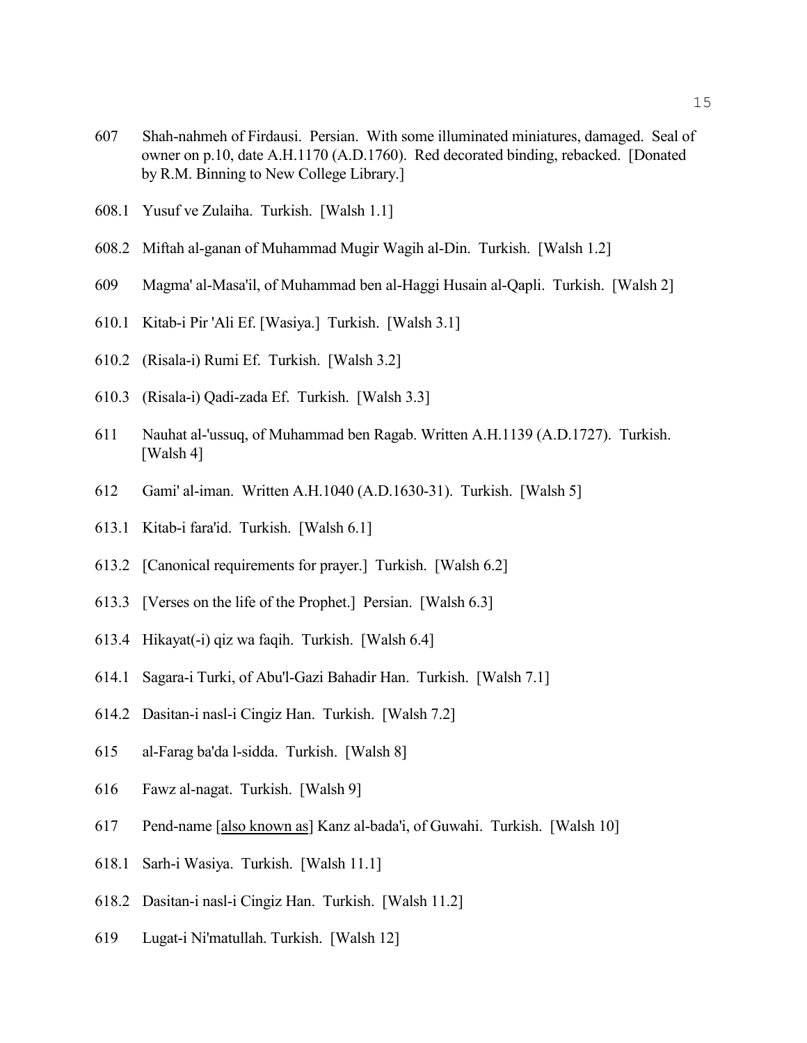607 Shah-nahmeh of Firdausi. Persian. With some illuminated miniatures, damaged. Seal of owner on p.10, date A.H.1170 (A.D.1760). Red decorated binding, rebacked. [Donated by R.M. Binning to New College Library.]

608.1 Yusuf ve Zulaiha. Turkish. [Walsh 1.1]

608.2 Miftah al-ganan of Muhammad Mugir Wagih al-Din. Turkish. [Walsh 1.2]

609 Magma' al-Masa'il, of Muhammad ben al-Haggi Husain al-Qapli. Turkish. [Walsh 2]

610.1 Kitab-i Pir 'Ali Ef. [Wasiya.] Turkish. [Walsh 3.1]

610.2 (Risala-i) Rumi Ef. Turkish. [Walsh 3.2]

610.3 (Risala-i) Qadi-zada Ef. Turkish. [Walsh 3.3]

611 Nauhat al-'ussuq, of Muhammad ben Ragab. Written A.H.1139 (A.D.1727). Turkish. [Walsh 4]

612 Gami' al-iman. Written A.H.1040 (A.D.1630-31). Turkish. [Walsh 5]

613.1 Kitab-i fara'id. Turkish. [Walsh 6.1]

613.2 [Canonical requirements for prayer.] Turkish. [Walsh 6.2]

613.3 [Verses on the life of the Prophet.] Persian. [Walsh 6.3]

613.4 Hikayat(-i) qiz wa faqih. Turkish. [Walsh 6.4]

614.1 Sagara-i Turki, of Abu'l-Gazi Bahadir Han. Turkish. [Walsh 7.1]

614.2 Dasitan-i nasl-i Cingiz Han. Turkish. [Walsh 7.2]

615 al-Farag ba'da l-sidda. Turkish. [Walsh 8]

616 Fawz al-nagat. Turkish. [Walsh 9]

617 Pend-name [<u>also known as</u>] Kanz al-bada'i, of Guwahi. Turkish. [Walsh 10]

618.1 Sarh-i Wasiya. Turkish. [Walsh 11.1]

618.2 Dasitan-i nasl-i Cingiz Han. Turkish. [Walsh 11.2]

619 Lugat-i Ni'matullah. Turkish. [Walsh 12]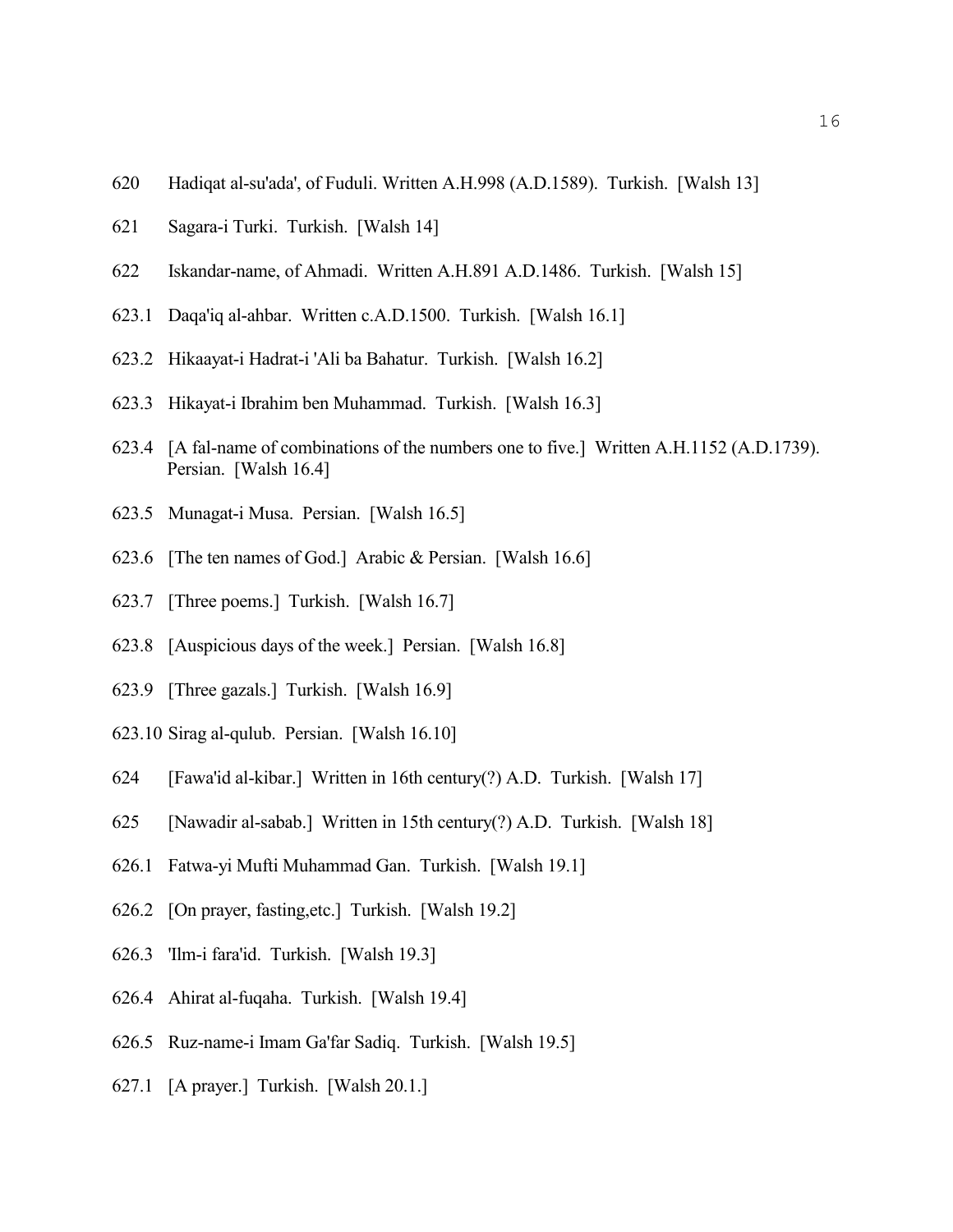620 Hadiqat al-su'ada', of Fuduli. Written A.H.998 (A.D.1589). Turkish. [Walsh 13]

621 Sagara-i Turki. Turkish. [Walsh 14]

622 Iskandar-name, of Ahmadi. Written A.H.891 A.D.1486. Turkish. [Walsh 15]

623.1 Daqa'iq al-ahbar. Written c.A.D.1500. Turkish. [Walsh 16.1]

623.2 Hikaayat-i Hadrat-i 'Ali ba Bahatur. Turkish. [Walsh 16.2]

623.3 Hikayat-i Ibrahim ben Muhammad. Turkish. [Walsh 16.3]

623.4 [A fal-name of combinations of the numbers one to five.] Written A.H.1152 (A.D.1739). Persian. [Walsh 16.4]

623.5 Munagat-i Musa. Persian. [Walsh 16.5]

623.6 [The ten names of God.] Arabic & Persian. [Walsh 16.6]

623.7 [Three poems.] Turkish. [Walsh 16.7]

623.8 [Auspicious days of the week.] Persian. [Walsh 16.8]

623.9 [Three gazals.] Turkish. [Walsh 16.9]

623.10 Sirag al-qulub. Persian. [Walsh 16.10]

624 [Fawa'id al-kibar.] Written in 16th century(?) A.D. Turkish. [Walsh 17]

625 [Nawadir al-sabab.] Written in 15th century(?) A.D. Turkish. [Walsh 18]

626.1 Fatwa-yi Mufti Muhammad Gan. Turkish. [Walsh 19.1]

626.2 [On prayer, fasting,etc.] Turkish. [Walsh 19.2]

626.3 'Ilm-i fara'id. Turkish. [Walsh 19.3]

626.4 Ahirat al-fuqaha. Turkish. [Walsh 19.4]

626.5 Ruz-name-i Imam Ga'far Sadiq. Turkish. [Walsh 19.5]

627.1 [A prayer.] Turkish. [Walsh 20.1.]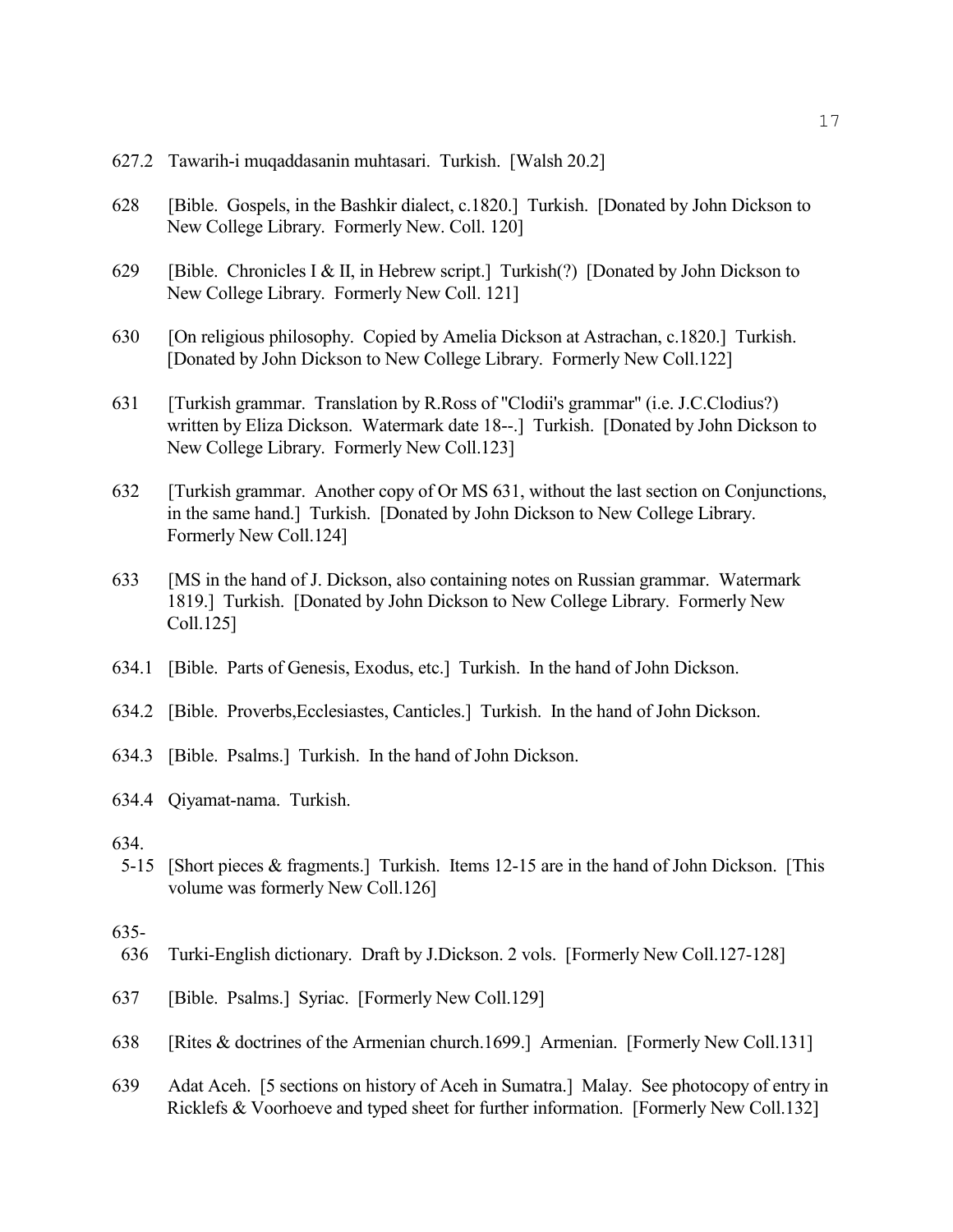627.2 Tawarih-i muqaddasanin muhtasari. Turkish. [Walsh 20.2]

628 [Bible. Gospels, in the Bashkir dialect, c.1820.] Turkish. [Donated by John Dickson to New College Library. Formerly New. Coll. 120]

629 [Bible. Chronicles I & II, in Hebrew script.] Turkish(?) [Donated by John Dickson to New College Library. Formerly New Coll. 121]

630 [On religious philosophy. Copied by Amelia Dickson at Astrachan, c.1820.] Turkish. [Donated by John Dickson to New College Library. Formerly New Coll.122]

631 [Turkish grammar. Translation by R.Ross of "Clodii's grammar" (i.e. J.C.Clodius?) written by Eliza Dickson. Watermark date 18--.] Turkish. [Donated by John Dickson to New College Library. Formerly New Coll.123]

632 [Turkish grammar. Another copy of Or MS 631, without the last section on Conjunctions, in the same hand.] Turkish. [Donated by John Dickson to New College Library. Formerly New Coll.124]

633 [MS in the hand of J. Dickson, also containing notes on Russian grammar. Watermark 1819.] Turkish. [Donated by John Dickson to New College Library. Formerly New Coll.125]

634.1 [Bible. Parts of Genesis, Exodus, etc.] Turkish. In the hand of John Dickson.

634.2 [Bible. Proverbs,Ecclesiastes, Canticles.] Turkish. In the hand of John Dickson.

634.3 [Bible. Psalms.] Turkish. In the hand of John Dickson.

634.4 Qiyamat-nama. Turkish.

634.5-15 [Short pieces & fragments.] Turkish. Items 12-15 are in the hand of John Dickson. [This volume was formerly New Coll.126]

635-636 Turki-English dictionary. Draft by J.Dickson. 2 vols. [Formerly New Coll.127-128]

637 [Bible. Psalms.] Syriac. [Formerly New Coll.129]

638 [Rites & doctrines of the Armenian church.1699.] Armenian. [Formerly New Coll.131]

639 Adat Aceh. [5 sections on history of Aceh in Sumatra.] Malay. See photocopy of entry in Ricklefs & Voorhoeve and typed sheet for further information. [Formerly New Coll.132]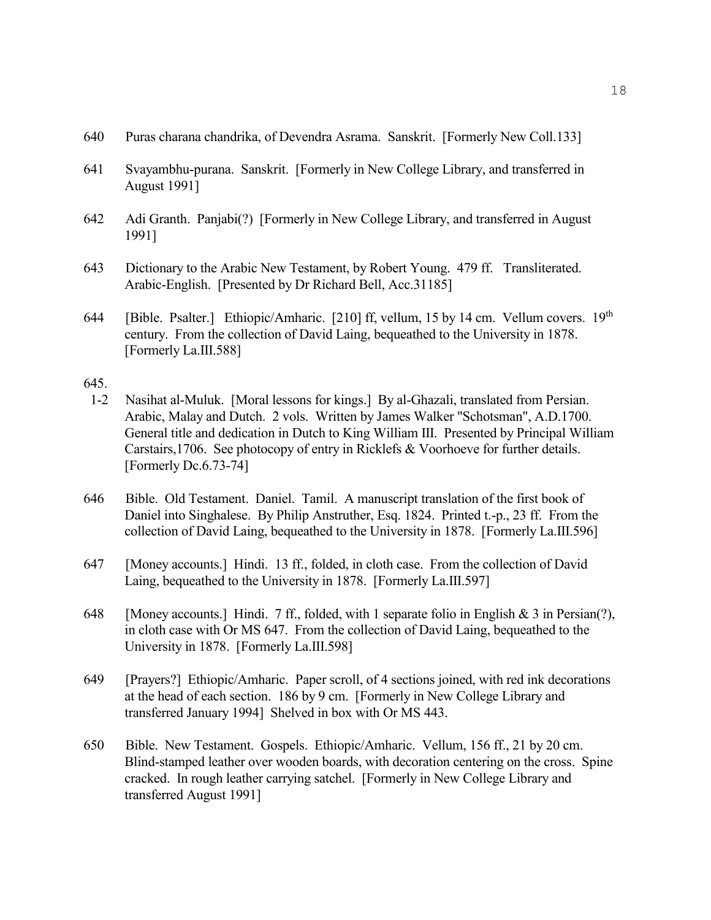640 Puras charana chandrika, of Devendra Asrama. Sanskrit. [Formerly New Coll.133]

641 Svayambhu-purana. Sanskrit. [Formerly in New College Library, and transferred in August 1991]

642 Adi Granth. Panjabi(?) [Formerly in New College Library, and transferred in August 1991]

643 Dictionary to the Arabic New Testament, by Robert Young. 479 ff. Transliterated. Arabic-English. [Presented by Dr Richard Bell, Acc.31185]

644 [Bible. Psalter.] Ethiopic/Amharic. [210] ff, vellum, 15 by 14 cm. Vellum covers. 19th century. From the collection of David Laing, bequeathed to the University in 1878. [Formerly La.III.588]

645.
1-2 Nasihat al-Muluk. [Moral lessons for kings.] By al-Ghazali, translated from Persian. Arabic, Malay and Dutch. 2 vols. Written by James Walker "Schotsman", A.D.1700. General title and dedication in Dutch to King William III. Presented by Principal William Carstairs,1706. See photocopy of entry in Ricklefs & Voorhoeve for further details. [Formerly Dc.6.73-74]

646 Bible. Old Testament. Daniel. Tamil. A manuscript translation of the first book of Daniel into Singhalese. By Philip Anstruther, Esq. 1824. Printed t.-p., 23 ff. From the collection of David Laing, bequeathed to the University in 1878. [Formerly La.III.596]

647 [Money accounts.] Hindi. 13 ff., folded, in cloth case. From the collection of David Laing, bequeathed to the University in 1878. [Formerly La.III.597]

648 [Money accounts.] Hindi. 7 ff., folded, with 1 separate folio in English & 3 in Persian(?), in cloth case with Or MS 647. From the collection of David Laing, bequeathed to the University in 1878. [Formerly La.III.598]

649 [Prayers?] Ethiopic/Amharic. Paper scroll, of 4 sections joined, with red ink decorations at the head of each section. 186 by 9 cm. [Formerly in New College Library and transferred January 1994] Shelved in box with Or MS 443.

650 Bible. New Testament. Gospels. Ethiopic/Amharic. Vellum, 156 ff., 21 by 20 cm. Blind-stamped leather over wooden boards, with decoration centering on the cross. Spine cracked. In rough leather carrying satchel. [Formerly in New College Library and transferred August 1991]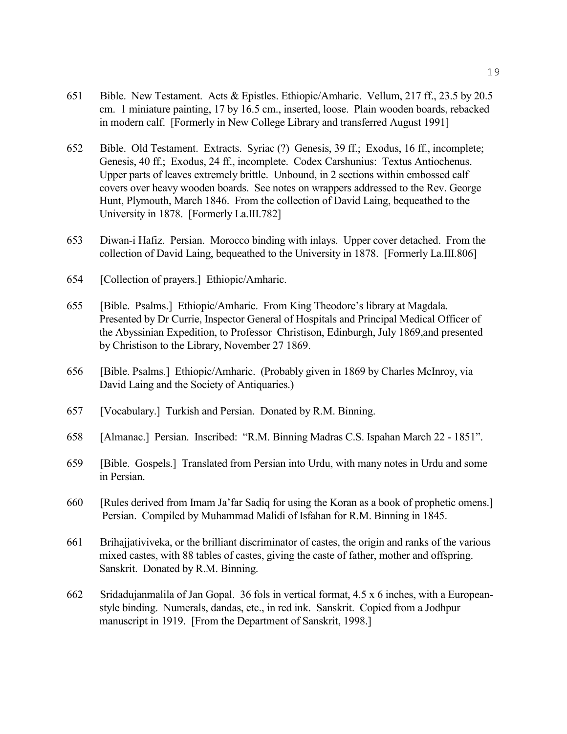651 Bible. New Testament. Acts & Epistles. Ethiopic/Amharic. Vellum, 217 ff., 23.5 by 20.5 cm. 1 miniature painting, 17 by 16.5 cm., inserted, loose. Plain wooden boards, rebacked in modern calf. [Formerly in New College Library and transferred August 1991]

652 Bible. Old Testament. Extracts. Syriac (?) Genesis, 39 ff.; Exodus, 16 ff., incomplete; Genesis, 40 ff.; Exodus, 24 ff., incomplete. Codex Carshunius: Textus Antiochenus. Upper parts of leaves extremely brittle. Unbound, in 2 sections within embossed calf covers over heavy wooden boards. See notes on wrappers addressed to the Rev. George Hunt, Plymouth, March 1846. From the collection of David Laing, bequeathed to the University in 1878. [Formerly La.III.782]

653 Diwan-i Hafiz. Persian. Morocco binding with inlays. Upper cover detached. From the collection of David Laing, bequeathed to the University in 1878. [Formerly La.III.806]

654 [Collection of prayers.] Ethiopic/Amharic.

655 [Bible. Psalms.] Ethiopic/Amharic. From King Theodore's library at Magdala. Presented by Dr Currie, Inspector General of Hospitals and Principal Medical Officer of the Abyssinian Expedition, to Professor Christison, Edinburgh, July 1869,and presented by Christison to the Library, November 27 1869.

656 [Bible. Psalms.] Ethiopic/Amharic. (Probably given in 1869 by Charles McInroy, via David Laing and the Society of Antiquaries.)

657 [Vocabulary.] Turkish and Persian. Donated by R.M. Binning.

658 [Almanac.] Persian. Inscribed: "R.M. Binning Madras C.S. Ispahan March 22 - 1851".

659 [Bible. Gospels.] Translated from Persian into Urdu, with many notes in Urdu and some in Persian.

660 [Rules derived from Imam Ja'far Sadiq for using the Koran as a book of prophetic omens.] Persian. Compiled by Muhammad Malidi of Isfahan for R.M. Binning in 1845.

661 Brihajjativiveka, or the brilliant discriminator of castes, the origin and ranks of the various mixed castes, with 88 tables of castes, giving the caste of father, mother and offspring. Sanskrit. Donated by R.M. Binning.

662 Sridadujanmalila of Jan Gopal. 36 fols in vertical format, 4.5 x 6 inches, with a European-style binding. Numerals, dandas, etc., in red ink. Sanskrit. Copied from a Jodhpur manuscript in 1919. [From the Department of Sanskrit, 1998.]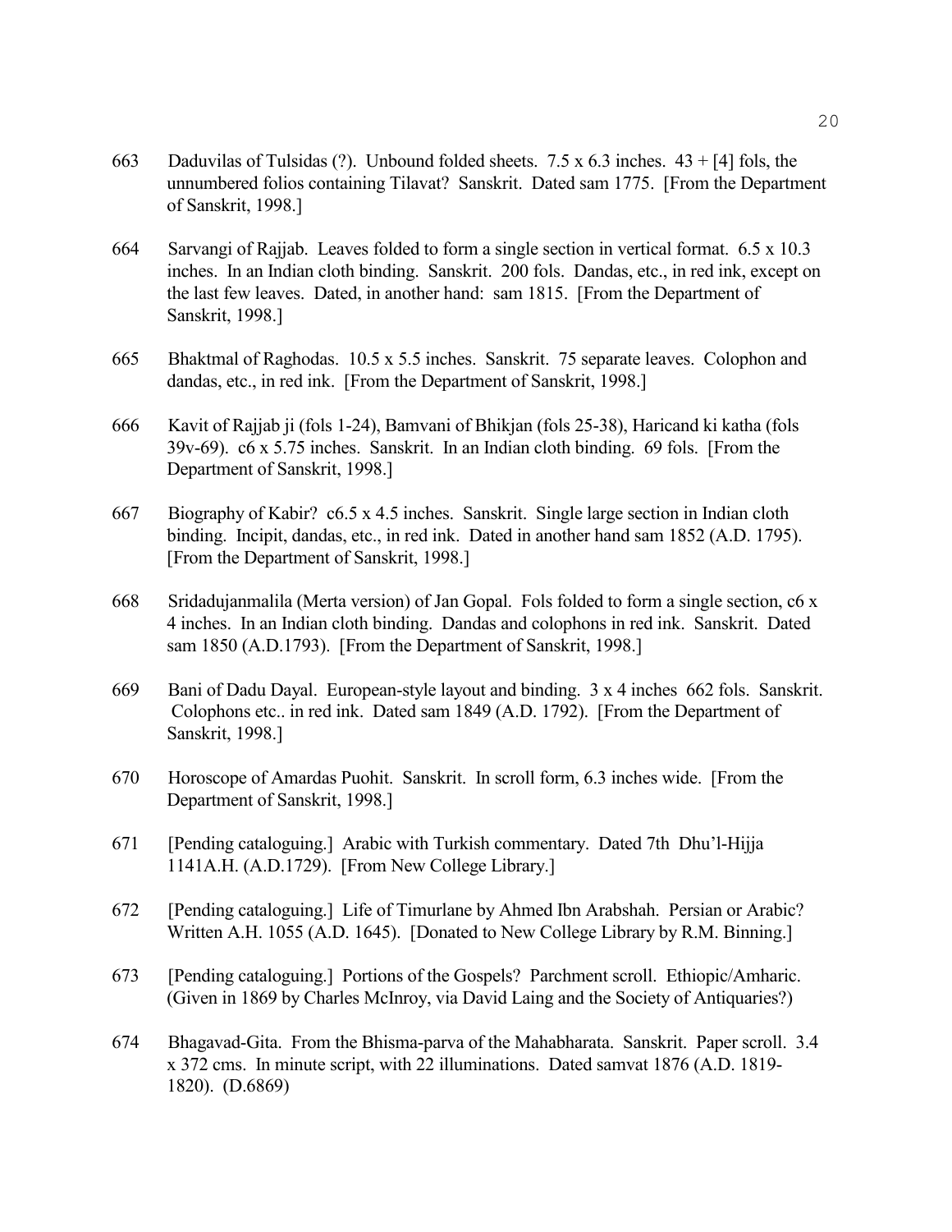663 Daduvilas of Tulsidas (?). Unbound folded sheets. 7.5 x 6.3 inches. 43 + [4] fols, the unnumbered folios containing Tilavat? Sanskrit. Dated sam 1775. [From the Department of Sanskrit, 1998.]

664 Sarvangi of Rajjab. Leaves folded to form a single section in vertical format. 6.5 x 10.3 inches. In an Indian cloth binding. Sanskrit. 200 fols. Dandas, etc., in red ink, except on the last few leaves. Dated, in another hand: sam 1815. [From the Department of Sanskrit, 1998.]

665 Bhaktmal of Raghodas. 10.5 x 5.5 inches. Sanskrit. 75 separate leaves. Colophon and dandas, etc., in red ink. [From the Department of Sanskrit, 1998.]

666 Kavit of Rajjab ji (fols 1-24), Bamvani of Bhikjan (fols 25-38), Haricand ki katha (fols 39v-69). c6 x 5.75 inches. Sanskrit. In an Indian cloth binding. 69 fols. [From the Department of Sanskrit, 1998.]

667 Biography of Kabir? c6.5 x 4.5 inches. Sanskrit. Single large section in Indian cloth binding. Incipit, dandas, etc., in red ink. Dated in another hand sam 1852 (A.D. 1795). [From the Department of Sanskrit, 1998.]

668 Sridadujanmalila (Merta version) of Jan Gopal. Fols folded to form a single section, c6 x 4 inches. In an Indian cloth binding. Dandas and colophons in red ink. Sanskrit. Dated sam 1850 (A.D.1793). [From the Department of Sanskrit, 1998.]

669 Bani of Dadu Dayal. European-style layout and binding. 3 x 4 inches 662 fols. Sanskrit. Colophons etc.. in red ink. Dated sam 1849 (A.D. 1792). [From the Department of Sanskrit, 1998.]

670 Horoscope of Amardas Puohit. Sanskrit. In scroll form, 6.3 inches wide. [From the Department of Sanskrit, 1998.]

671 [Pending cataloguing.] Arabic with Turkish commentary. Dated 7th Dhu'l-Hijja 1141A.H. (A.D.1729). [From New College Library.]

672 [Pending cataloguing.] Life of Timurlane by Ahmed Ibn Arabshah. Persian or Arabic? Written A.H. 1055 (A.D. 1645). [Donated to New College Library by R.M. Binning.]

673 [Pending cataloguing.] Portions of the Gospels? Parchment scroll. Ethiopic/Amharic. (Given in 1869 by Charles McInroy, via David Laing and the Society of Antiquaries?)

674 Bhagavad-Gita. From the Bhisma-parva of the Mahabharata. Sanskrit. Paper scroll. 3.4 x 372 cms. In minute script, with 22 illuminations. Dated samvat 1876 (A.D. 1819-1820). (D.6869)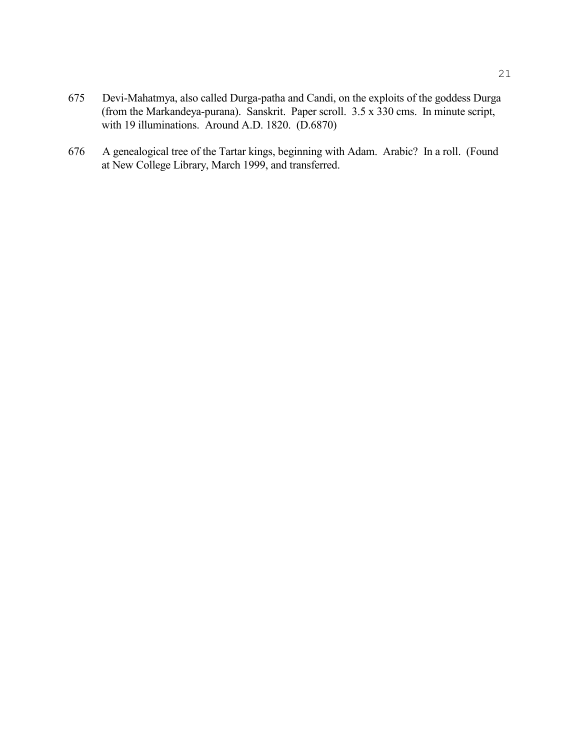675 Devi-Mahatmya, also called Durga-patha and Candi, on the exploits of the goddess Durga (from the Markandeya-purana). Sanskrit. Paper scroll. 3.5 x 330 cms. In minute script, with 19 illuminations. Around A.D. 1820. (D.6870)

676 A genealogical tree of the Tartar kings, beginning with Adam. Arabic? In a roll. (Found at New College Library, March 1999, and transferred.